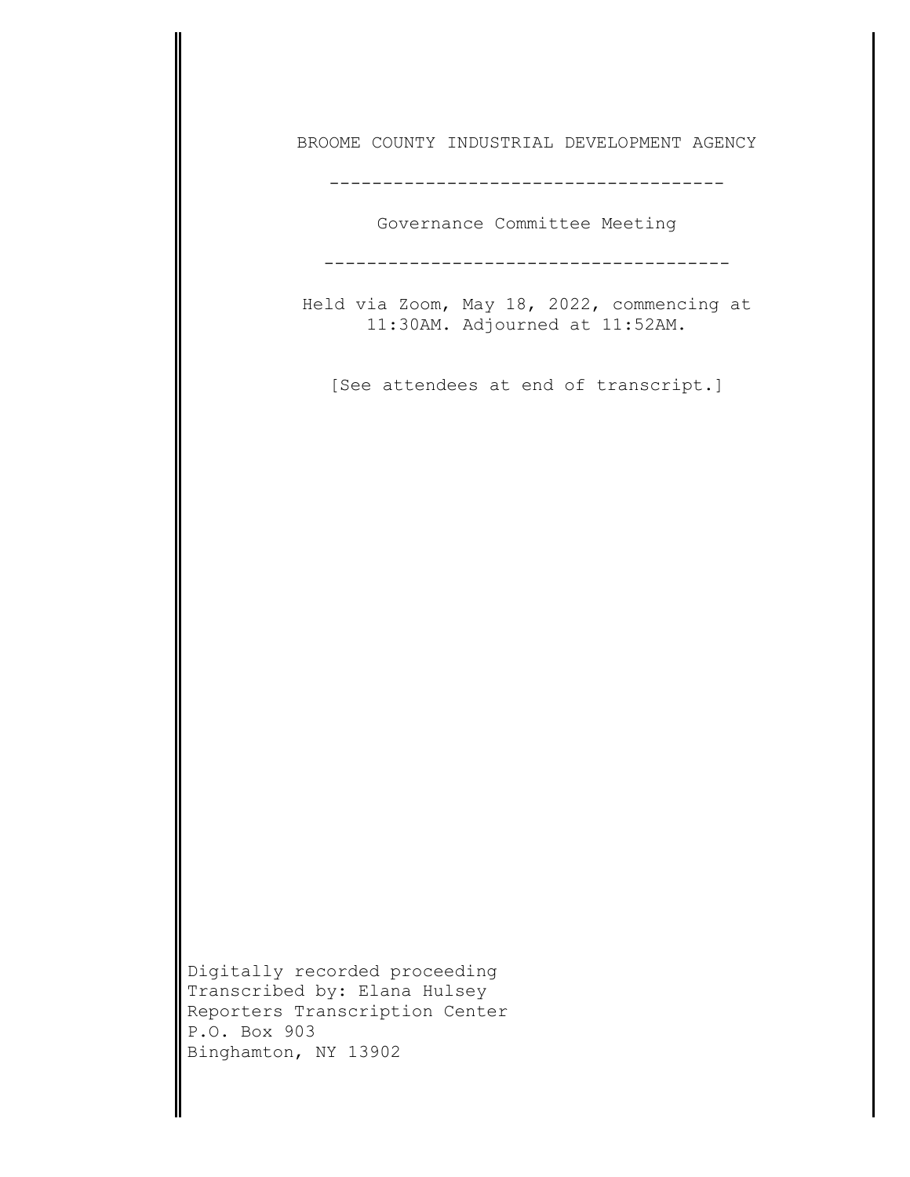# BROOME COUNTY INDUSTRIAL DEVELOPMENT AGENCY

---

## Governance Committee Meeting

---

Held via Zoom, May 18, 2022, commencing at 11:30AM. Adjourned at 11:52AM.

[See attendees at end of transcript.]

Digitally recorded proceeding
Transcribed by: Elana Hulsey
Reporters Transcription Center
P.O. Box 903
Binghamton, NY 13902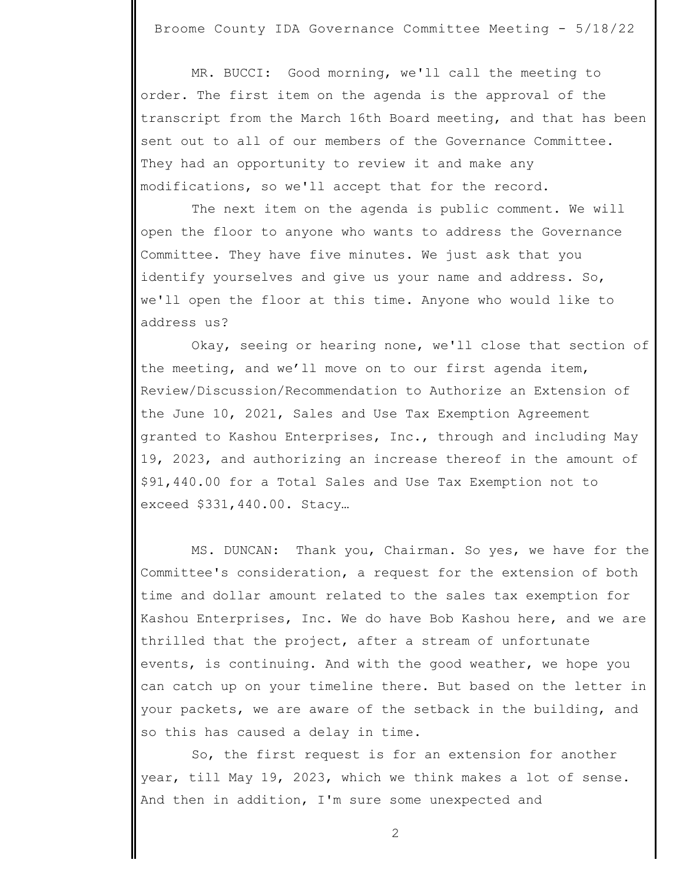MR. BUCCI: Good morning, we'll call the meeting to order. The first item on the agenda is the approval of the transcript from the March 16th Board meeting, and that has been sent out to all of our members of the Governance Committee. They had an opportunity to review it and make any modifications, so we'll accept that for the record.

The next item on the agenda is public comment. We will open the floor to anyone who wants to address the Governance Committee. They have five minutes. We just ask that you identify yourselves and give us your name and address. So, we'll open the floor at this time. Anyone who would like to address us?

Okay, seeing or hearing none, we'll close that section of the meeting, and we'll move on to our first agenda item, Review/Discussion/Recommendation to Authorize an Extension of the June 10, 2021, Sales and Use Tax Exemption Agreement granted to Kashou Enterprises, Inc., through and including May 19, 2023, and authorizing an increase thereof in the amount of $91,440.00 for a Total Sales and Use Tax Exemption not to exceed $331,440.00. Stacy…

MS. DUNCAN: Thank you, Chairman. So yes, we have for the Committee's consideration, a request for the extension of both time and dollar amount related to the sales tax exemption for Kashou Enterprises, Inc. We do have Bob Kashou here, and we are thrilled that the project, after a stream of unfortunate events, is continuing. And with the good weather, we hope you can catch up on your timeline there. But based on the letter in your packets, we are aware of the setback in the building, and so this has caused a delay in time.

So, the first request is for an extension for another year, till May 19, 2023, which we think makes a lot of sense. And then in addition, I'm sure some unexpected and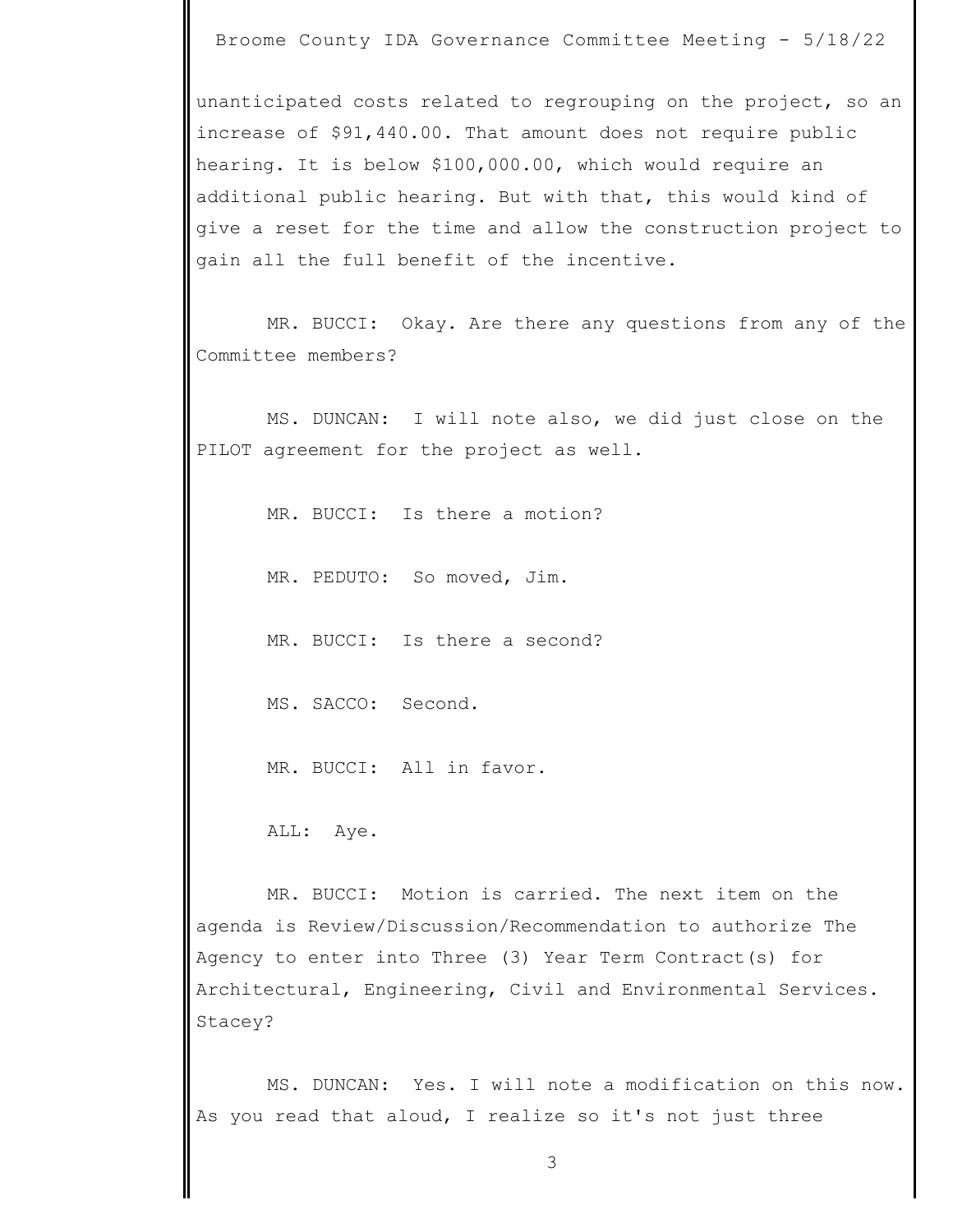unanticipated costs related to regrouping on the project, so an increase of $91,440.00. That amount does not require public hearing. It is below $100,000.00, which would require an additional public hearing. But with that, this would kind of give a reset for the time and allow the construction project to gain all the full benefit of the incentive.

MR. BUCCI: Okay. Are there any questions from any of the Committee members?

MS. DUNCAN: I will note also, we did just close on the PILOT agreement for the project as well.

MR. BUCCI: Is there a motion?

MR. PEDUTO: So moved, Jim.

MR. BUCCI: Is there a second?

MS. SACCO: Second.

MR. BUCCI: All in favor.

ALL: Aye.

MR. BUCCI: Motion is carried. The next item on the agenda is Review/Discussion/Recommendation to authorize The Agency to enter into Three (3) Year Term Contract(s) for Architectural, Engineering, Civil and Environmental Services. Stacey?

MS. DUNCAN: Yes. I will note a modification on this now. As you read that aloud, I realize so it's not just three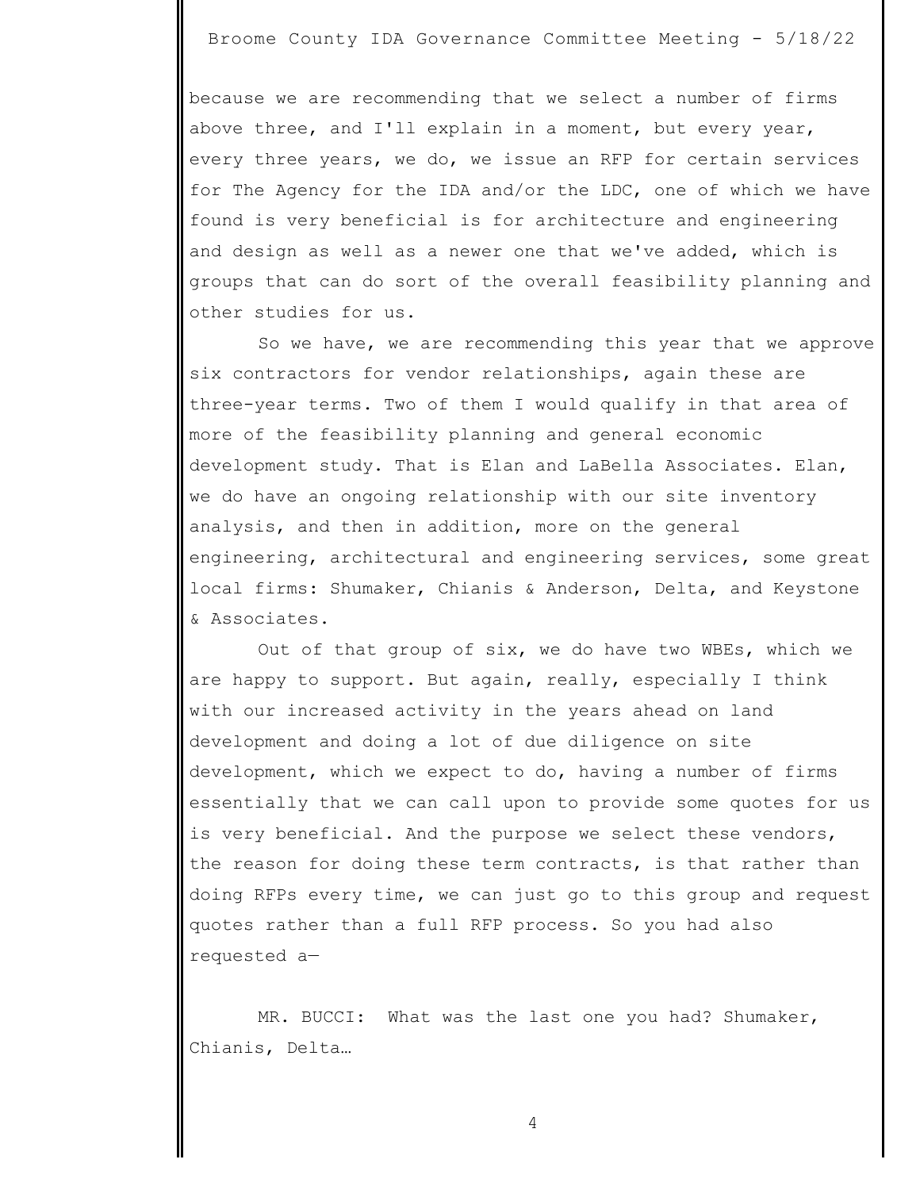because we are recommending that we select a number of firms above three, and I'll explain in a moment, but every year, every three years, we do, we issue an RFP for certain services for The Agency for the IDA and/or the LDC, one of which we have found is very beneficial is for architecture and engineering and design as well as a newer one that we've added, which is groups that can do sort of the overall feasibility planning and other studies for us.

So we have, we are recommending this year that we approve six contractors for vendor relationships, again these are three-year terms. Two of them I would qualify in that area of more of the feasibility planning and general economic development study. That is Elan and LaBella Associates. Elan, we do have an ongoing relationship with our site inventory analysis, and then in addition, more on the general engineering, architectural and engineering services, some great local firms: Shumaker, Chianis & Anderson, Delta, and Keystone & Associates.

Out of that group of six, we do have two WBEs, which we are happy to support. But again, really, especially I think with our increased activity in the years ahead on land development and doing a lot of due diligence on site development, which we expect to do, having a number of firms essentially that we can call upon to provide some quotes for us is very beneficial. And the purpose we select these vendors, the reason for doing these term contracts, is that rather than doing RFPs every time, we can just go to this group and request quotes rather than a full RFP process. So you had also requested a—

MR. BUCCI: What was the last one you had? Shumaker, Chianis, Delta…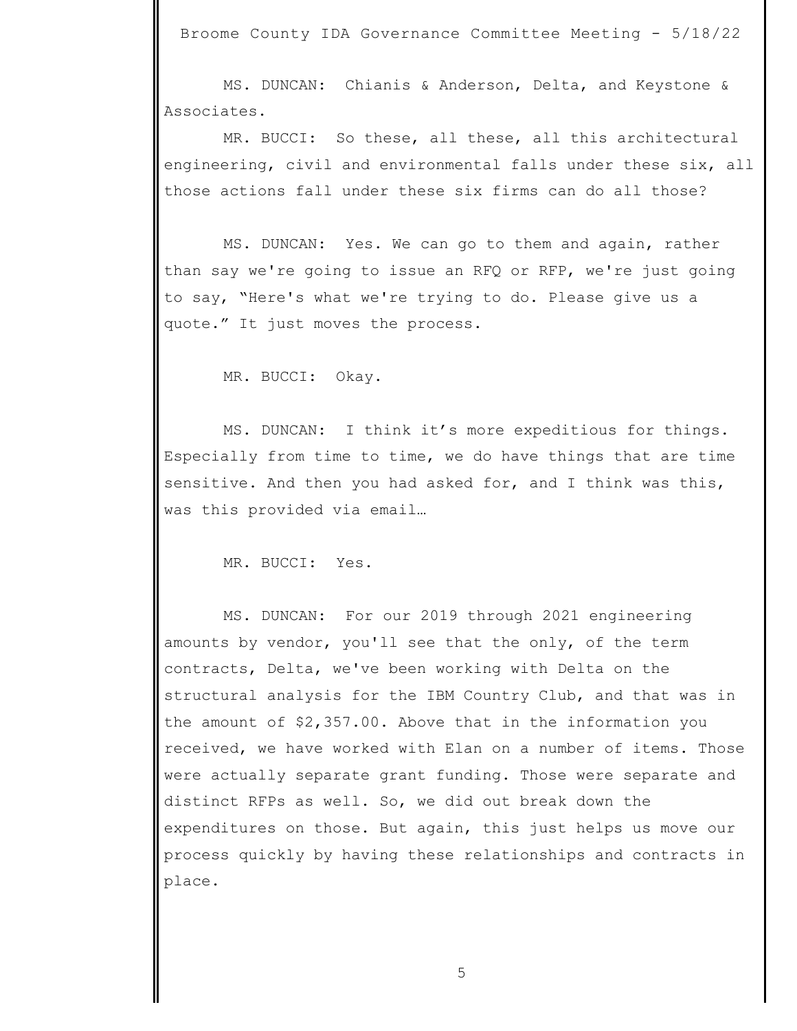MS. DUNCAN: Chianis & Anderson, Delta, and Keystone & Associates.

MR. BUCCI: So these, all these, all this architectural engineering, civil and environmental falls under these six, all those actions fall under these six firms can do all those?

MS. DUNCAN: Yes. We can go to them and again, rather than say we're going to issue an RFQ or RFP, we're just going to say, "Here's what we're trying to do. Please give us a quote." It just moves the process.

MR. BUCCI: Okay.

MS. DUNCAN: I think it's more expeditious for things. Especially from time to time, we do have things that are time sensitive. And then you had asked for, and I think was this, was this provided via email…

MR. BUCCI: Yes.

MS. DUNCAN: For our 2019 through 2021 engineering amounts by vendor, you'll see that the only, of the term contracts, Delta, we've been working with Delta on the structural analysis for the IBM Country Club, and that was in the amount of $2,357.00. Above that in the information you received, we have worked with Elan on a number of items. Those were actually separate grant funding. Those were separate and distinct RFPs as well. So, we did out break down the expenditures on those. But again, this just helps us move our process quickly by having these relationships and contracts in place.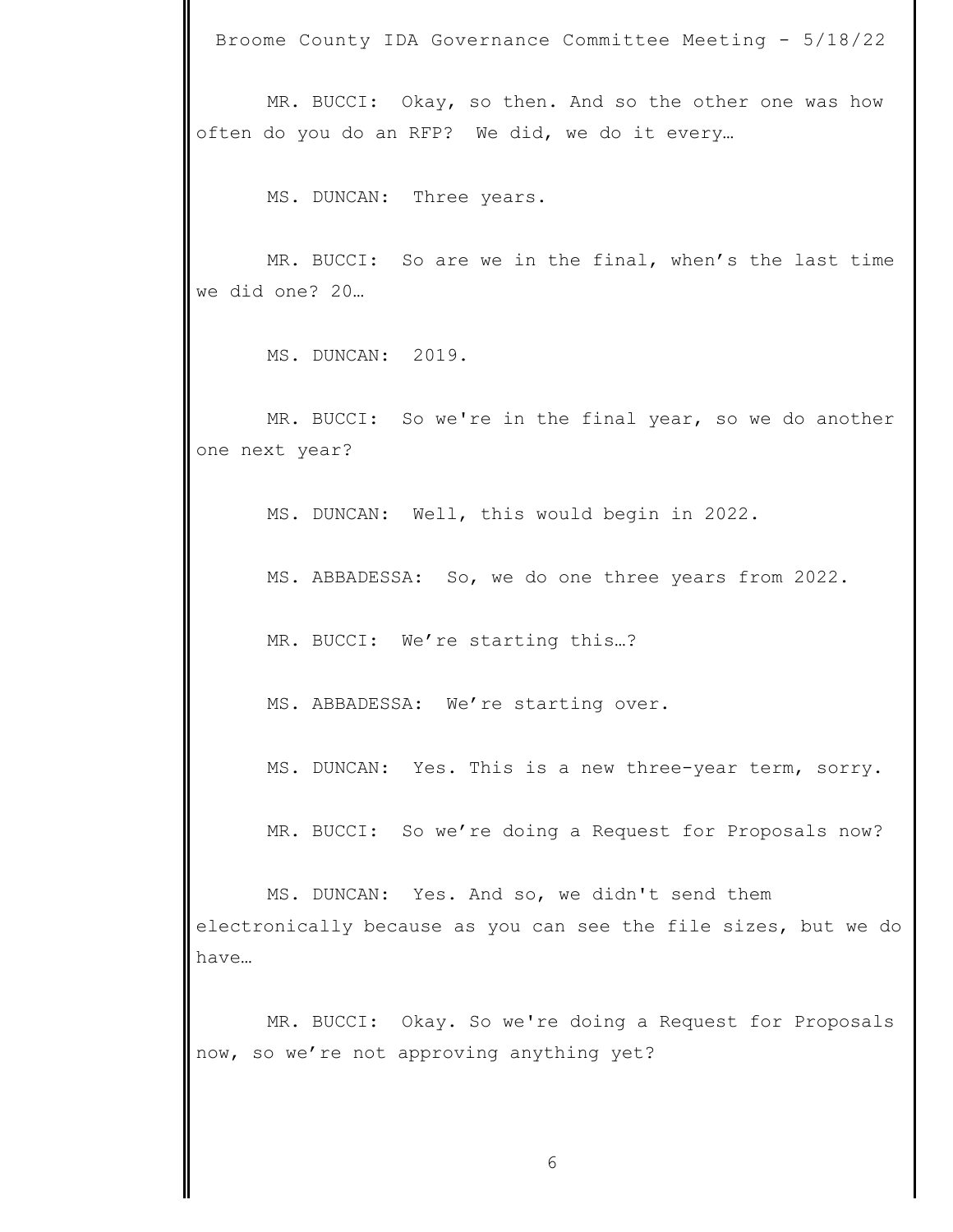MR. BUCCI: Okay, so then. And so the other one was how often do you do an RFP? We did, we do it every…

MS. DUNCAN: Three years.

MR. BUCCI: So are we in the final, when's the last time we did one? 20…

MS. DUNCAN: 2019.

MR. BUCCI: So we're in the final year, so we do another one next year?

MS. DUNCAN: Well, this would begin in 2022.

MS. ABBADESSA: So, we do one three years from 2022.

MR. BUCCI: We're starting this…?

MS. ABBADESSA: We're starting over.

MS. DUNCAN: Yes. This is a new three-year term, sorry.

MR. BUCCI: So we're doing a Request for Proposals now?

MS. DUNCAN: Yes. And so, we didn't send them electronically because as you can see the file sizes, but we do have…

MR. BUCCI: Okay. So we're doing a Request for Proposals now, so we're not approving anything yet?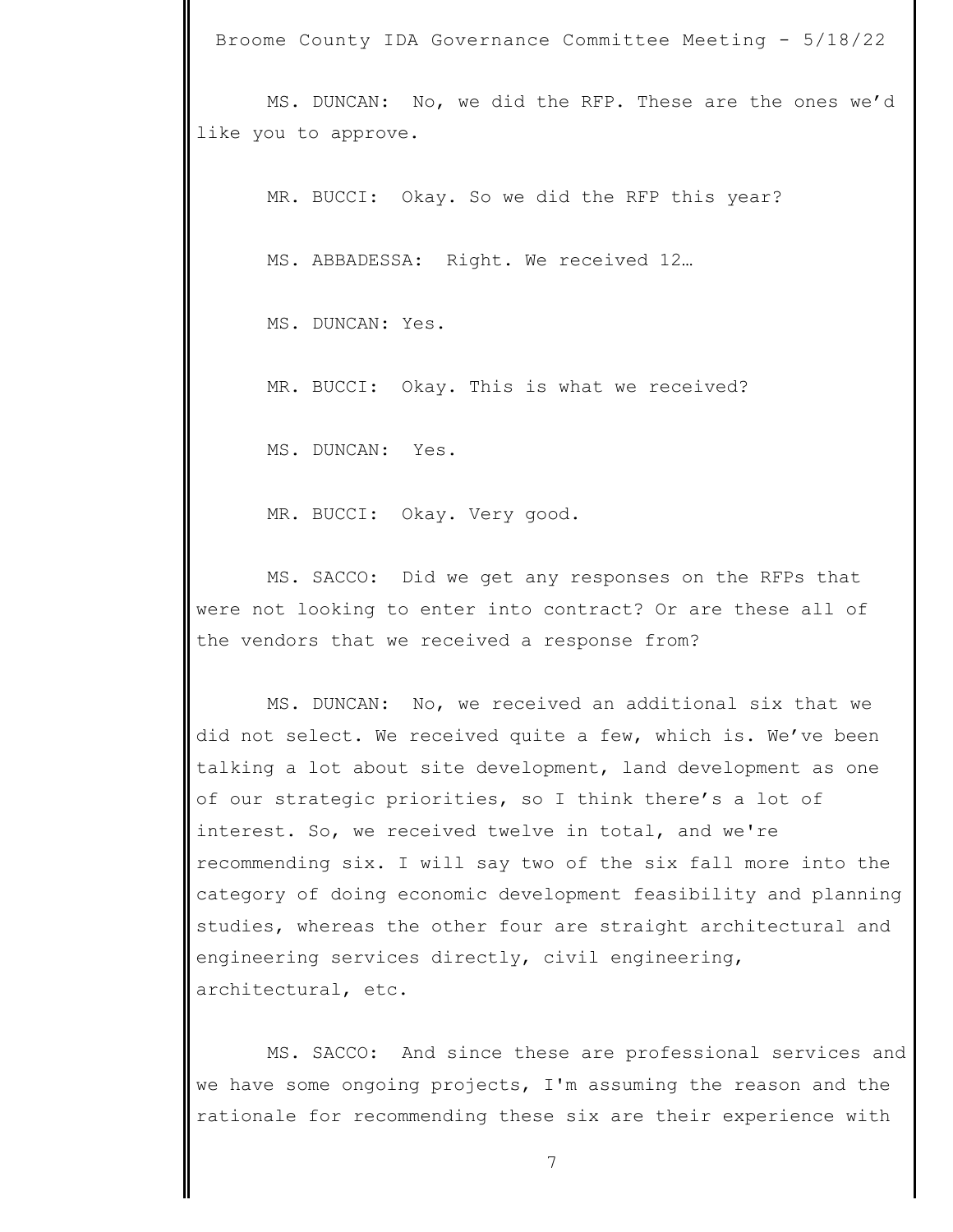MS. DUNCAN: No, we did the RFP. These are the ones we'd like you to approve.

MR. BUCCI: Okay. So we did the RFP this year?

MS. ABBADESSA: Right. We received 12…

MS. DUNCAN: Yes.

MR. BUCCI: Okay. This is what we received?

MS. DUNCAN: Yes.

MR. BUCCI: Okay. Very good.

MS. SACCO: Did we get any responses on the RFPs that were not looking to enter into contract? Or are these all of the vendors that we received a response from?

MS. DUNCAN: No, we received an additional six that we did not select. We received quite a few, which is. We've been talking a lot about site development, land development as one of our strategic priorities, so I think there's a lot of interest. So, we received twelve in total, and we're recommending six. I will say two of the six fall more into the category of doing economic development feasibility and planning studies, whereas the other four are straight architectural and engineering services directly, civil engineering, architectural, etc.

MS. SACCO: And since these are professional services and we have some ongoing projects, I'm assuming the reason and the rationale for recommending these six are their experience with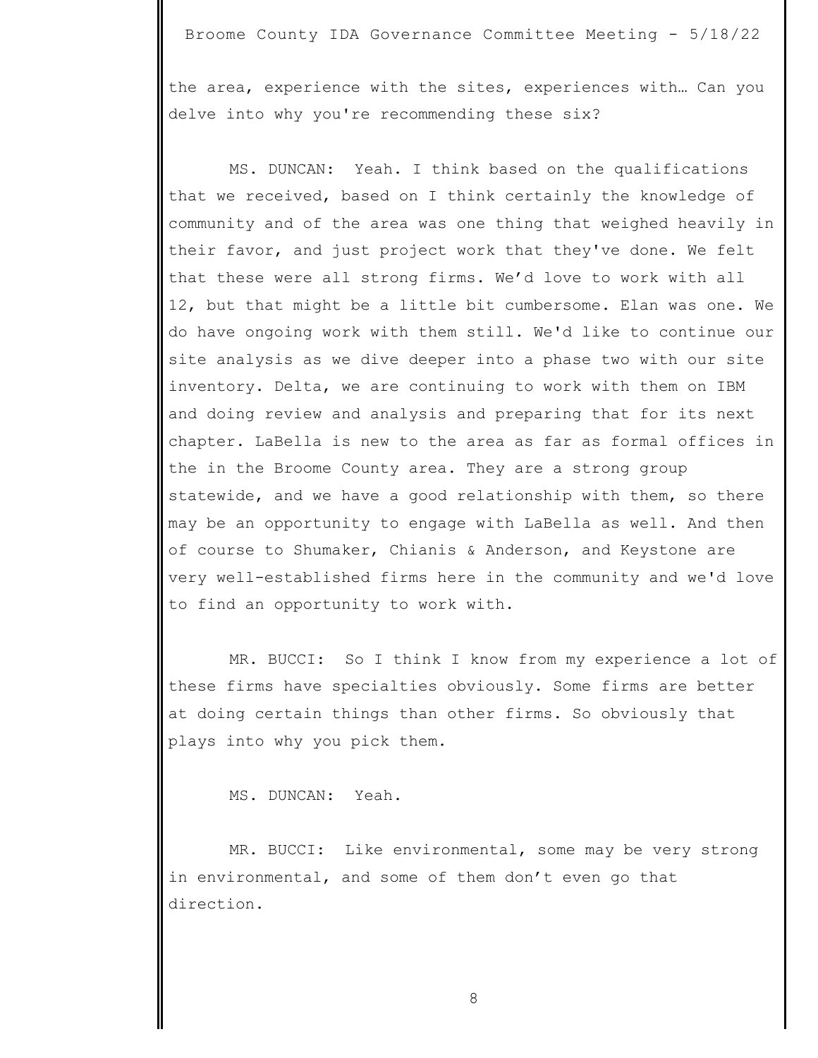the area, experience with the sites, experiences with… Can you delve into why you're recommending these six?

MS. DUNCAN: Yeah. I think based on the qualifications that we received, based on I think certainly the knowledge of community and of the area was one thing that weighed heavily in their favor, and just project work that they've done. We felt that these were all strong firms. We'd love to work with all 12, but that might be a little bit cumbersome. Elan was one. We do have ongoing work with them still. We'd like to continue our site analysis as we dive deeper into a phase two with our site inventory. Delta, we are continuing to work with them on IBM and doing review and analysis and preparing that for its next chapter. LaBella is new to the area as far as formal offices in the in the Broome County area. They are a strong group statewide, and we have a good relationship with them, so there may be an opportunity to engage with LaBella as well. And then of course to Shumaker, Chianis & Anderson, and Keystone are very well-established firms here in the community and we'd love to find an opportunity to work with.

MR. BUCCI: So I think I know from my experience a lot of these firms have specialties obviously. Some firms are better at doing certain things than other firms. So obviously that plays into why you pick them.

MS. DUNCAN: Yeah.

MR. BUCCI: Like environmental, some may be very strong in environmental, and some of them don't even go that direction.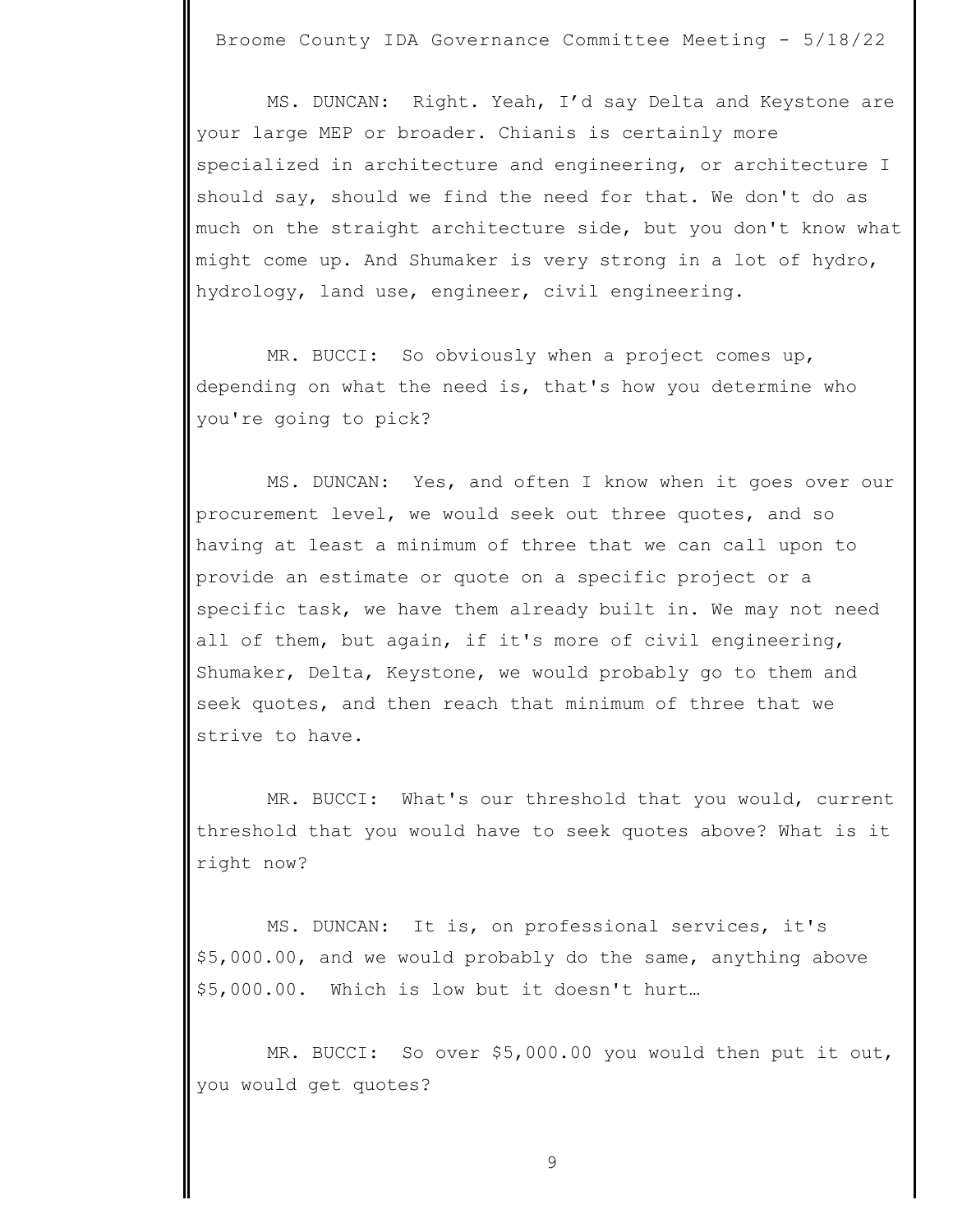MS. DUNCAN: Right. Yeah, I'd say Delta and Keystone are your large MEP or broader. Chianis is certainly more specialized in architecture and engineering, or architecture I should say, should we find the need for that. We don't do as much on the straight architecture side, but you don't know what might come up. And Shumaker is very strong in a lot of hydro, hydrology, land use, engineer, civil engineering.

MR. BUCCI: So obviously when a project comes up, depending on what the need is, that's how you determine who you're going to pick?

MS. DUNCAN: Yes, and often I know when it goes over our procurement level, we would seek out three quotes, and so having at least a minimum of three that we can call upon to provide an estimate or quote on a specific project or a specific task, we have them already built in. We may not need all of them, but again, if it's more of civil engineering, Shumaker, Delta, Keystone, we would probably go to them and seek quotes, and then reach that minimum of three that we strive to have.

MR. BUCCI: What's our threshold that you would, current threshold that you would have to seek quotes above? What is it right now?

MS. DUNCAN: It is, on professional services, it's $5,000.00, and we would probably do the same, anything above $5,000.00. Which is low but it doesn't hurt…

MR. BUCCI: So over $5,000.00 you would then put it out, you would get quotes?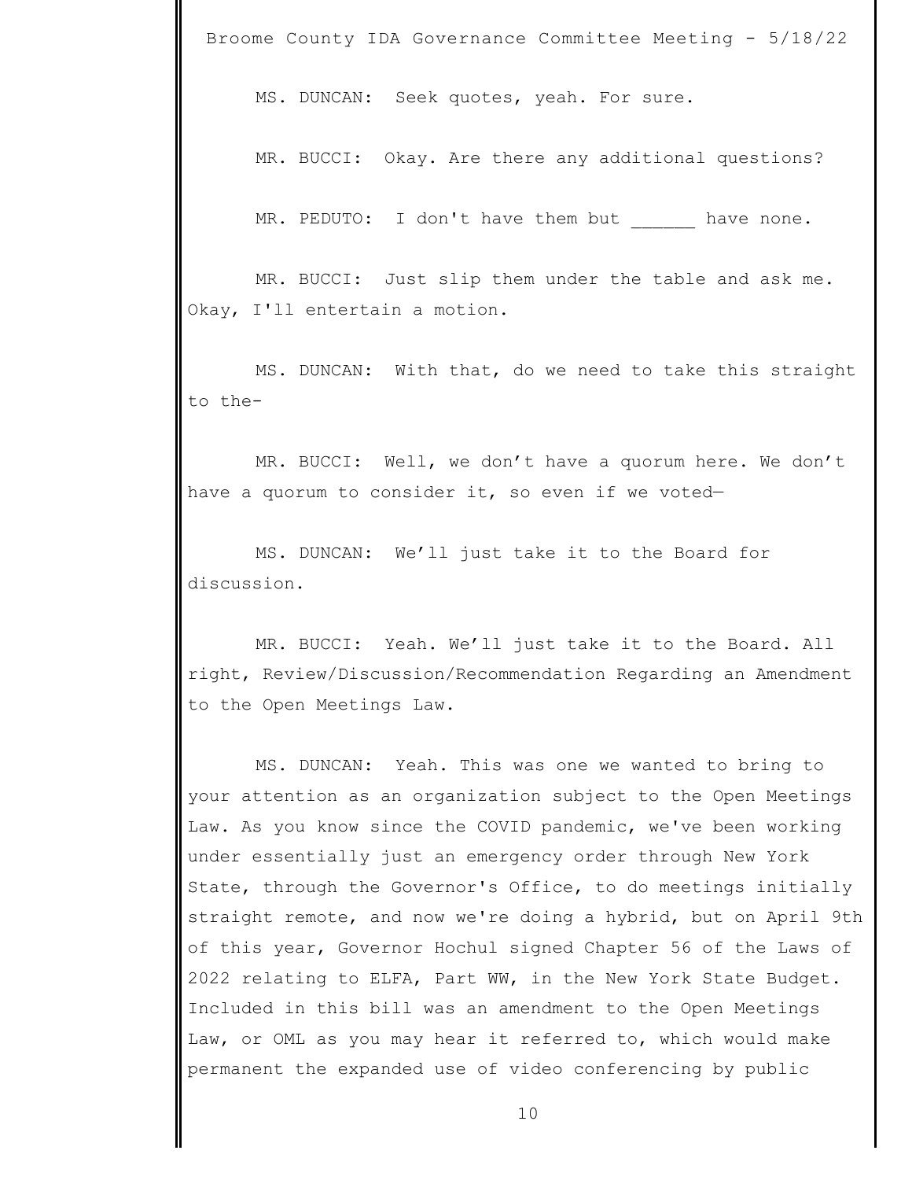MS. DUNCAN: Seek quotes, yeah. For sure.

MR. BUCCI: Okay. Are there any additional questions?

MR. PEDUTO: I don't have them but ______ have none.

MR. BUCCI: Just slip them under the table and ask me. Okay, I'll entertain a motion.

MS. DUNCAN: With that, do we need to take this straight to the-

MR. BUCCI: Well, we don't have a quorum here. We don't have a quorum to consider it, so even if we voted—

MS. DUNCAN: We'll just take it to the Board for discussion.

MR. BUCCI: Yeah. We'll just take it to the Board. All right, Review/Discussion/Recommendation Regarding an Amendment to the Open Meetings Law.

MS. DUNCAN: Yeah. This was one we wanted to bring to your attention as an organization subject to the Open Meetings Law. As you know since the COVID pandemic, we've been working under essentially just an emergency order through New York State, through the Governor's Office, to do meetings initially straight remote, and now we're doing a hybrid, but on April 9th of this year, Governor Hochul signed Chapter 56 of the Laws of 2022 relating to ELFA, Part WW, in the New York State Budget. Included in this bill was an amendment to the Open Meetings Law, or OML as you may hear it referred to, which would make permanent the expanded use of video conferencing by public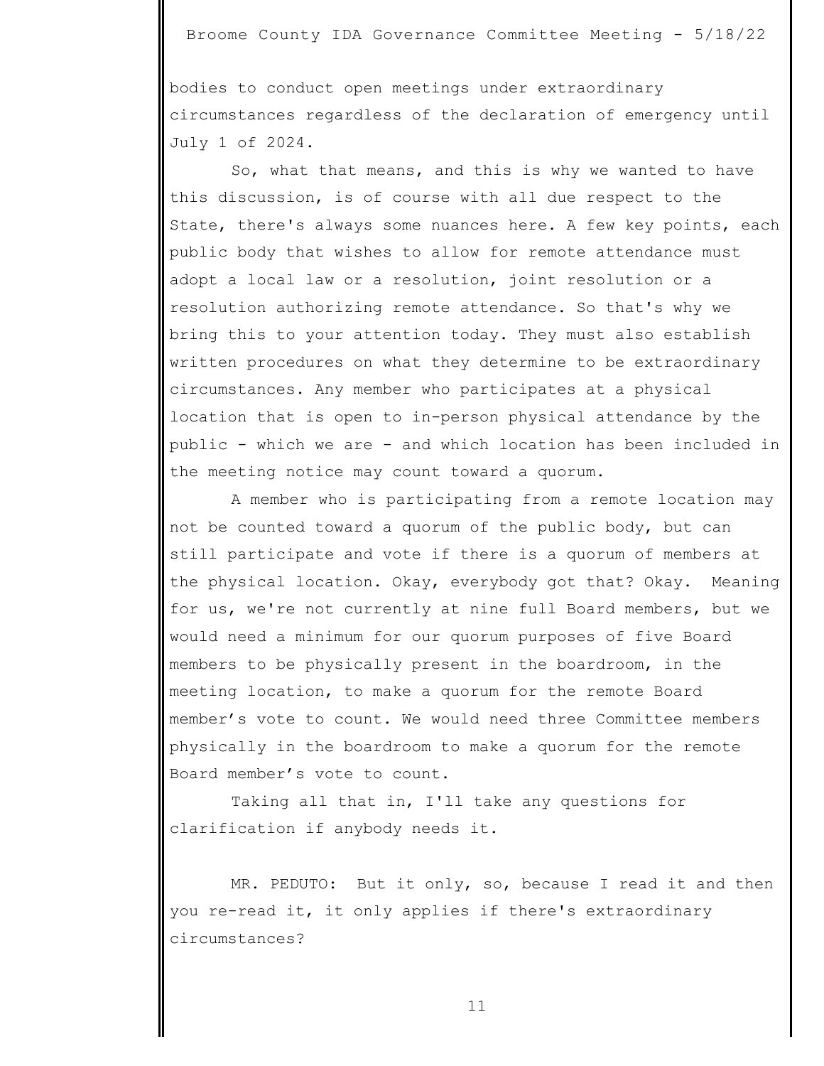bodies to conduct open meetings under extraordinary circumstances regardless of the declaration of emergency until July 1 of 2024.

So, what that means, and this is why we wanted to have this discussion, is of course with all due respect to the State, there's always some nuances here. A few key points, each public body that wishes to allow for remote attendance must adopt a local law or a resolution, joint resolution or a resolution authorizing remote attendance. So that's why we bring this to your attention today. They must also establish written procedures on what they determine to be extraordinary circumstances. Any member who participates at a physical location that is open to in-person physical attendance by the public - which we are - and which location has been included in the meeting notice may count toward a quorum.

A member who is participating from a remote location may not be counted toward a quorum of the public body, but can still participate and vote if there is a quorum of members at the physical location. Okay, everybody got that? Okay. Meaning for us, we're not currently at nine full Board members, but we would need a minimum for our quorum purposes of five Board members to be physically present in the boardroom, in the meeting location, to make a quorum for the remote Board member's vote to count. We would need three Committee members physically in the boardroom to make a quorum for the remote Board member's vote to count.

Taking all that in, I'll take any questions for clarification if anybody needs it.

MR. PEDUTO: But it only, so, because I read it and then you re-read it, it only applies if there's extraordinary circumstances?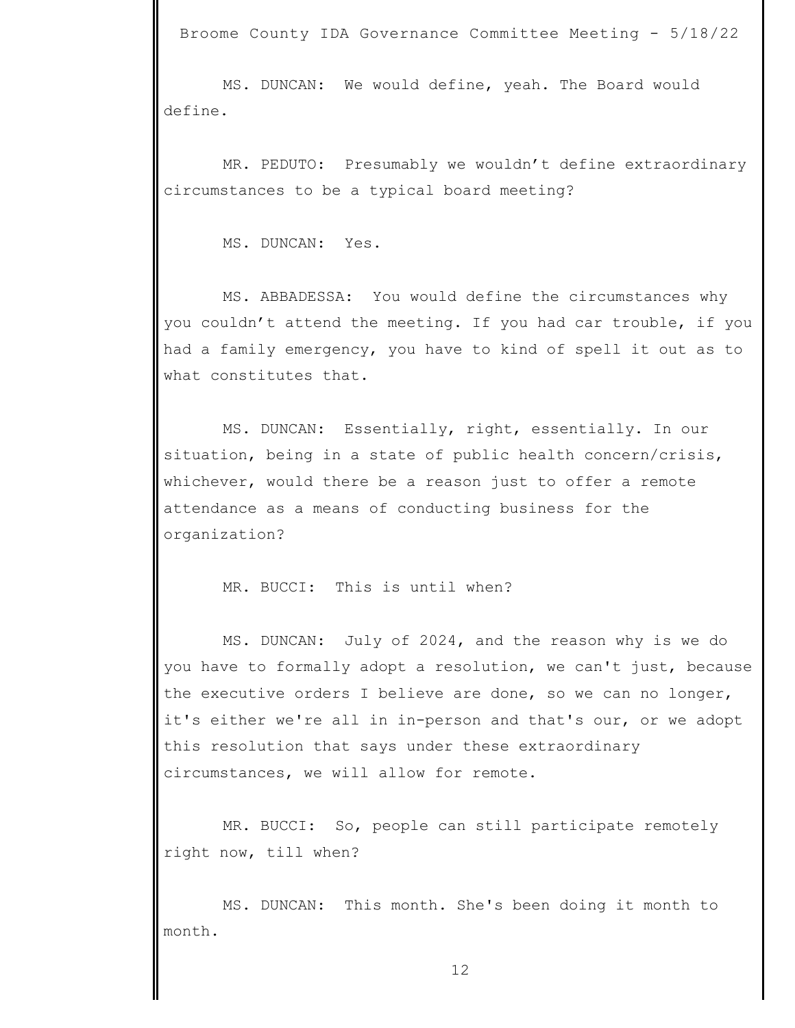MS. DUNCAN: We would define, yeah. The Board would define.

MR. PEDUTO: Presumably we wouldn’t define extraordinary circumstances to be a typical board meeting?

MS. DUNCAN: Yes.

MS. ABBADESSA: You would define the circumstances why you couldn’t attend the meeting. If you had car trouble, if you had a family emergency, you have to kind of spell it out as to what constitutes that.

MS. DUNCAN: Essentially, right, essentially. In our situation, being in a state of public health concern/crisis, whichever, would there be a reason just to offer a remote attendance as a means of conducting business for the organization?

MR. BUCCI: This is until when?

MS. DUNCAN: July of 2024, and the reason why is we do you have to formally adopt a resolution, we can't just, because the executive orders I believe are done, so we can no longer, it's either we're all in in-person and that's our, or we adopt this resolution that says under these extraordinary circumstances, we will allow for remote.

MR. BUCCI: So, people can still participate remotely right now, till when?

MS. DUNCAN: This month. She's been doing it month to month.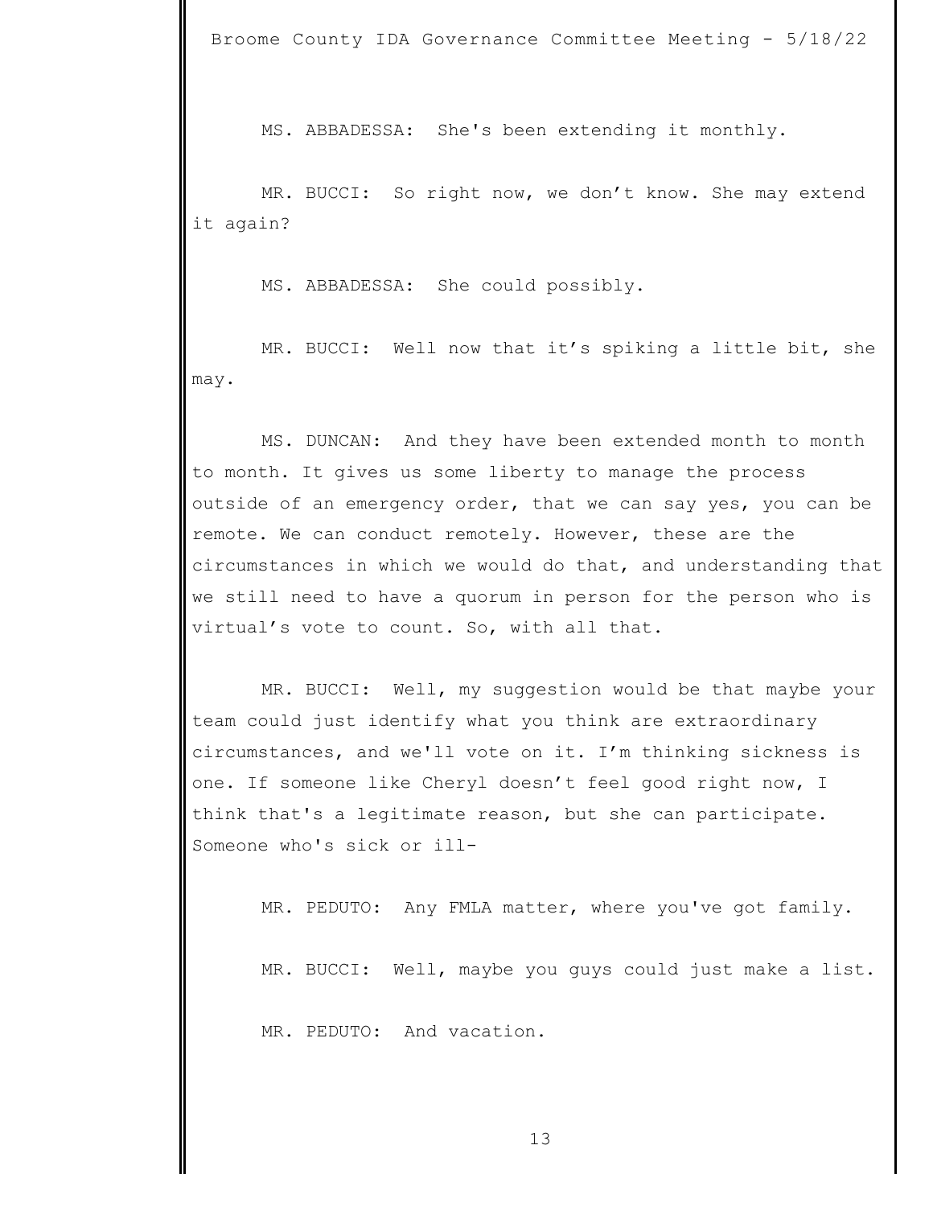MS. ABBADESSA: She's been extending it monthly.

MR. BUCCI: So right now, we don't know. She may extend it again?

MS. ABBADESSA: She could possibly.

MR. BUCCI: Well now that it's spiking a little bit, she may.

MS. DUNCAN: And they have been extended month to month to month. It gives us some liberty to manage the process outside of an emergency order, that we can say yes, you can be remote. We can conduct remotely. However, these are the circumstances in which we would do that, and understanding that we still need to have a quorum in person for the person who is virtual's vote to count. So, with all that.

MR. BUCCI: Well, my suggestion would be that maybe your team could just identify what you think are extraordinary circumstances, and we'll vote on it. I'm thinking sickness is one. If someone like Cheryl doesn't feel good right now, I think that's a legitimate reason, but she can participate. Someone who's sick or ill-

MR. PEDUTO: Any FMLA matter, where you've got family.

MR. BUCCI: Well, maybe you guys could just make a list.

MR. PEDUTO: And vacation.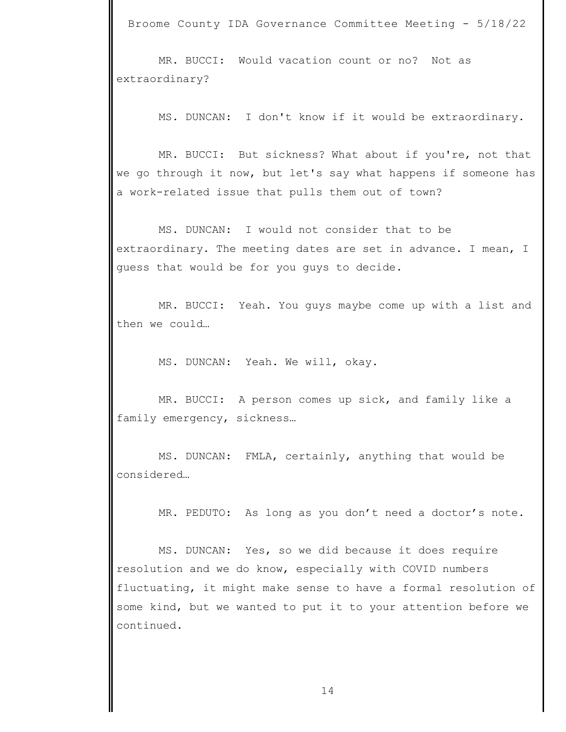MR. BUCCI: Would vacation count or no? Not as extraordinary?

MS. DUNCAN: I don't know if it would be extraordinary.

MR. BUCCI: But sickness? What about if you're, not that we go through it now, but let's say what happens if someone has a work-related issue that pulls them out of town?

MS. DUNCAN: I would not consider that to be extraordinary. The meeting dates are set in advance. I mean, I guess that would be for you guys to decide.

MR. BUCCI: Yeah. You guys maybe come up with a list and then we could…

MS. DUNCAN: Yeah. We will, okay.

MR. BUCCI: A person comes up sick, and family like a family emergency, sickness…

MS. DUNCAN: FMLA, certainly, anything that would be considered…

MR. PEDUTO: As long as you don't need a doctor's note.

MS. DUNCAN: Yes, so we did because it does require resolution and we do know, especially with COVID numbers fluctuating, it might make sense to have a formal resolution of some kind, but we wanted to put it to your attention before we continued.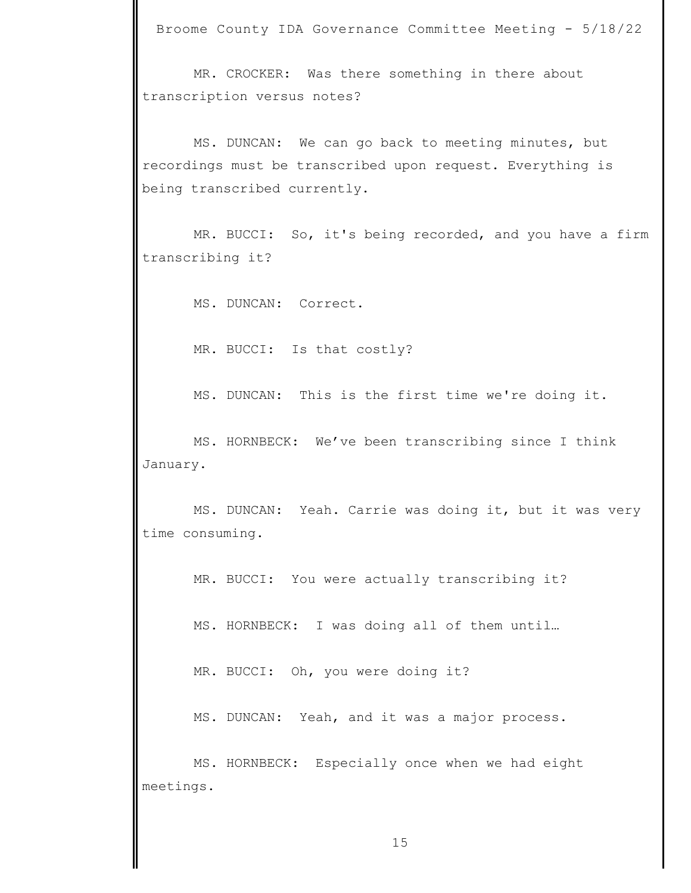MR. CROCKER: Was there something in there about transcription versus notes?

MS. DUNCAN: We can go back to meeting minutes, but recordings must be transcribed upon request. Everything is being transcribed currently.

MR. BUCCI: So, it's being recorded, and you have a firm transcribing it?

MS. DUNCAN: Correct.

MR. BUCCI: Is that costly?

MS. DUNCAN: This is the first time we're doing it.

MS. HORNBECK: We've been transcribing since I think January.

MS. DUNCAN: Yeah. Carrie was doing it, but it was very time consuming.

MR. BUCCI: You were actually transcribing it?

MS. HORNBECK: I was doing all of them until…

MR. BUCCI: Oh, you were doing it?

MS. DUNCAN: Yeah, and it was a major process.

MS. HORNBECK: Especially once when we had eight meetings.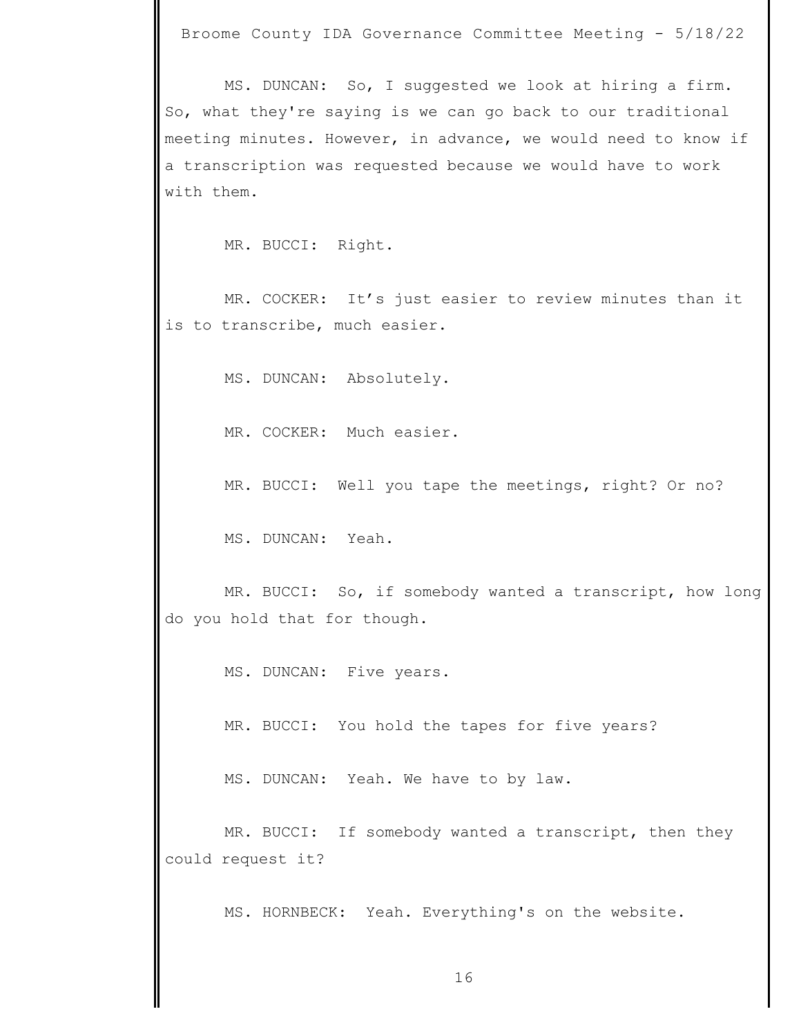MS. DUNCAN: So, I suggested we look at hiring a firm. So, what they're saying is we can go back to our traditional meeting minutes. However, in advance, we would need to know if a transcription was requested because we would have to work with them.

MR. BUCCI: Right.

MR. COCKER: It's just easier to review minutes than it is to transcribe, much easier.

MS. DUNCAN: Absolutely.

MR. COCKER: Much easier.

MR. BUCCI: Well you tape the meetings, right? Or no?

MS. DUNCAN: Yeah.

MR. BUCCI: So, if somebody wanted a transcript, how long do you hold that for though.

MS. DUNCAN: Five years.

MR. BUCCI: You hold the tapes for five years?

MS. DUNCAN: Yeah. We have to by law.

MR. BUCCI: If somebody wanted a transcript, then they could request it?

MS. HORNBECK: Yeah. Everything's on the website.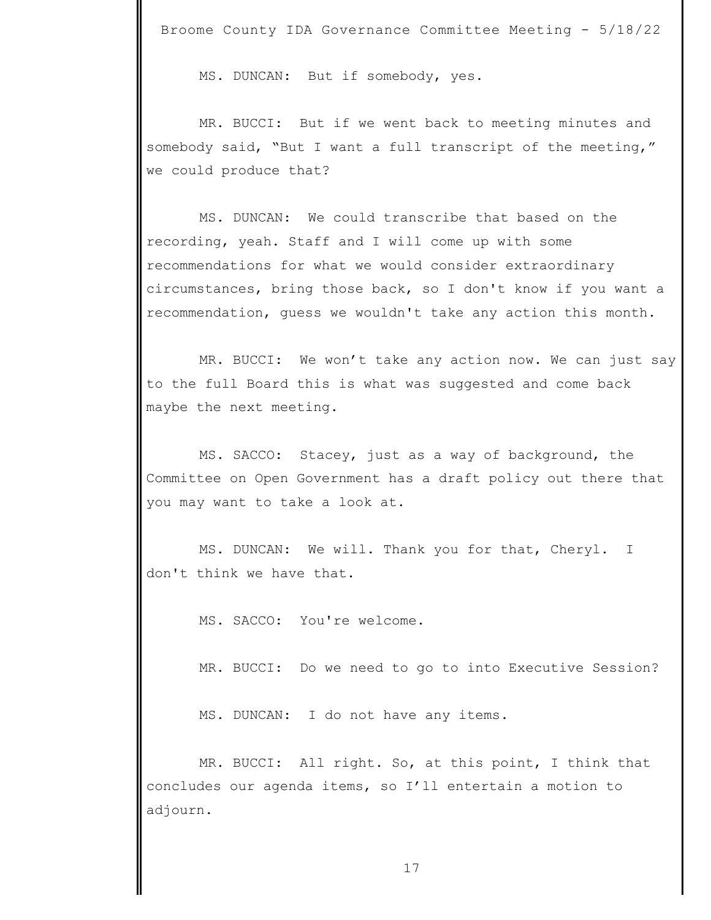MS. DUNCAN: But if somebody, yes.

MR. BUCCI: But if we went back to meeting minutes and somebody said, "But I want a full transcript of the meeting," we could produce that?

MS. DUNCAN: We could transcribe that based on the recording, yeah. Staff and I will come up with some recommendations for what we would consider extraordinary circumstances, bring those back, so I don't know if you want a recommendation, guess we wouldn't take any action this month.

MR. BUCCI: We won't take any action now. We can just say to the full Board this is what was suggested and come back maybe the next meeting.

MS. SACCO: Stacey, just as a way of background, the Committee on Open Government has a draft policy out there that you may want to take a look at.

MS. DUNCAN: We will. Thank you for that, Cheryl. I don't think we have that.

MS. SACCO: You're welcome.

MR. BUCCI: Do we need to go to into Executive Session?

MS. DUNCAN: I do not have any items.

MR. BUCCI: All right. So, at this point, I think that concludes our agenda items, so I'll entertain a motion to adjourn.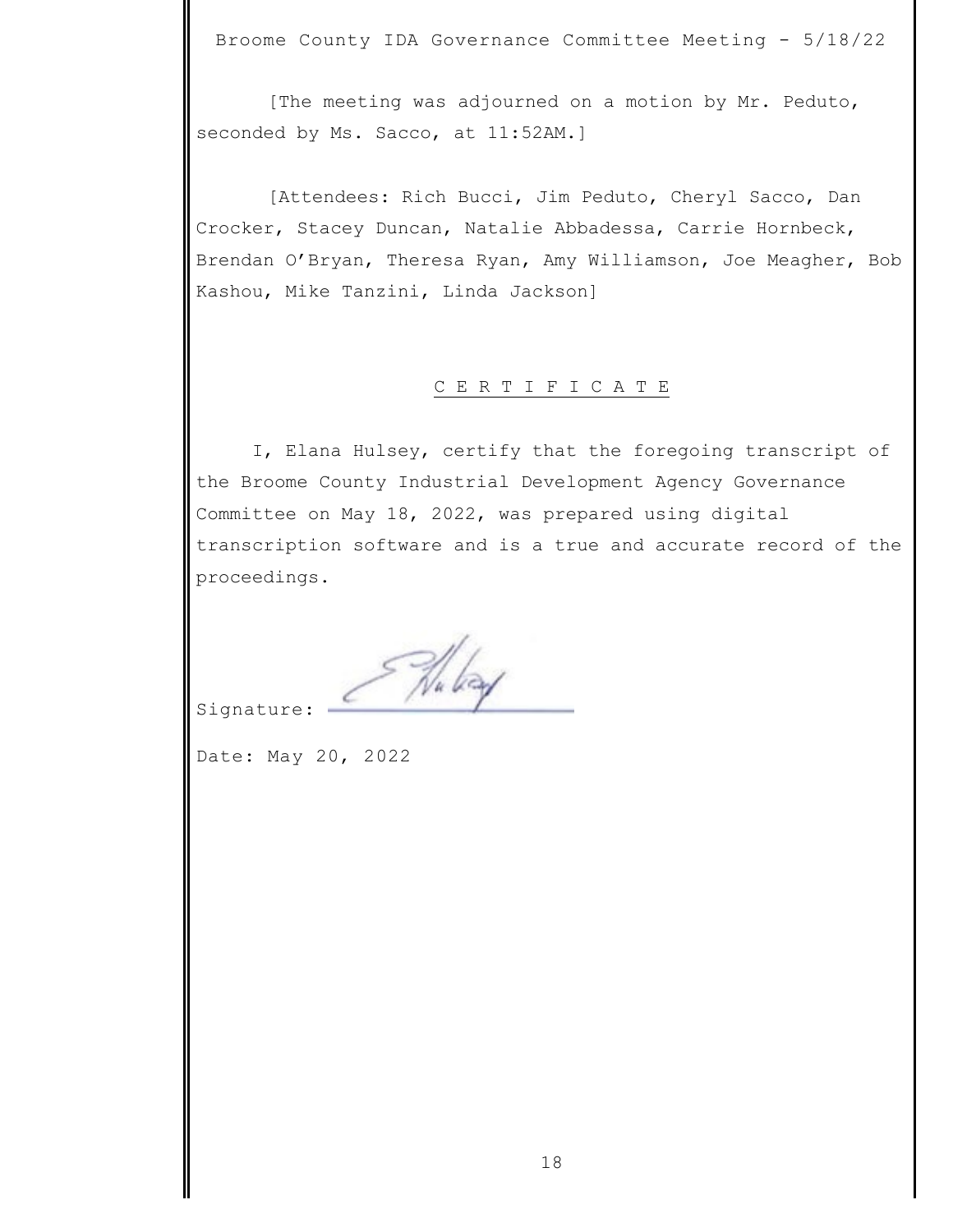[The meeting was adjourned on a motion by Mr. Peduto, seconded by Ms. Sacco, at 11:52AM.]

[Attendees: Rich Bucci, Jim Peduto, Cheryl Sacco, Dan Crocker, Stacey Duncan, Natalie Abbadessa, Carrie Hornbeck, Brendan O'Bryan, Theresa Ryan, Amy Williamson, Joe Meagher, Bob Kashou, Mike Tanzini, Linda Jackson]

## C E R T I F I C A T E

I, Elana Hulsey, certify that the foregoing transcript of the Broome County Industrial Development Agency Governance Committee on May 18, 2022, was prepared using digital transcription software and is a true and accurate record of the proceedings.

Signature: ______________________

Date: May 20, 2022